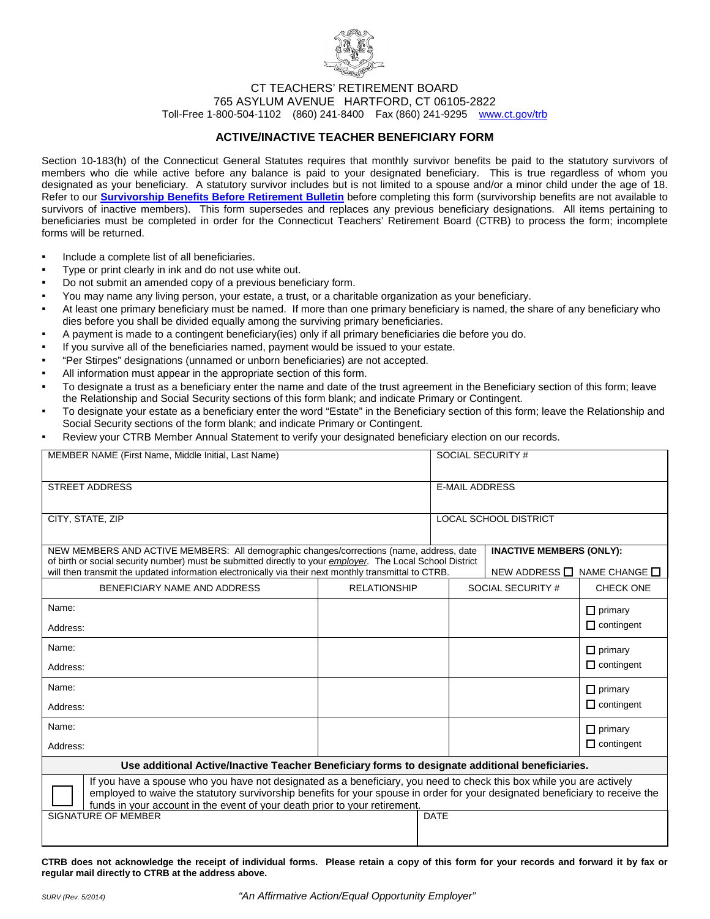CT TEACHERS' RETIREMENT BOARD
765 ASYLUM AVENUE HARTFORD, CT 06105-2822
Toll-Free 1-800-504-1102 (860) 241-8400 Fax (860) 241-9295 www.ct.gov/trb

## ACTIVE/INACTIVE TEACHER BENEFICIARY FORM

Section 10-183(h) of the Connecticut General Statutes requires that monthly survivor benefits be paid to the statutory survivors of members who die while active before any balance is paid to your designated beneficiary. This is true regardless of whom you designated as your beneficiary. A statutory survivor includes but is not limited to a spouse and/or a minor child under the age of 18. Refer to our **Survivorship Benefits Before Retirement Bulletin** before completing this form (survivorship benefits are not available to survivors of inactive members). This form supersedes and replaces any previous beneficiary designations. All items pertaining to beneficiaries must be completed in order for the Connecticut Teachers' Retirement Board (CTRB) to process the form; incomplete forms will be returned.

- Include a complete list of all beneficiaries.
- Type or print clearly in ink and do not use white out.
- Do not submit an amended copy of a previous beneficiary form.
- You may name any living person, your estate, a trust, or a charitable organization as your beneficiary.
- At least one primary beneficiary must be named. If more than one primary beneficiary is named, the share of any beneficiary who dies before you shall be divided equally among the surviving primary beneficiaries.
- A payment is made to a contingent beneficiary(ies) only if all primary beneficiaries die before you do.
- If you survive all of the beneficiaries named, payment would be issued to your estate.
- "Per Stirpes" designations (unnamed or unborn beneficiaries) are not accepted.
- All information must appear in the appropriate section of this form.
- To designate a trust as a beneficiary enter the name and date of the trust agreement in the Beneficiary section of this form; leave the Relationship and Social Security sections of this form blank; and indicate Primary or Contingent.
- To designate your estate as a beneficiary enter the word "Estate" in the Beneficiary section of this form; leave the Relationship and Social Security sections of the form blank; and indicate Primary or Contingent.
- Review your CTRB Member Annual Statement to verify your designated beneficiary election on our records.

| MEMBER NAME (First Name, Middle Initial, Last Name) | SOCIAL SECURITY # |
|---|---|
| STREET ADDRESS | E-MAIL ADDRESS |
| CITY, STATE, ZIP | LOCAL SCHOOL DISTRICT |
| NEW MEMBERS AND ACTIVE MEMBERS: All demographic changes/corrections (name, address, date of birth or social security number) must be submitted directly to your *employer.* The Local School District will then transmit the updated information electronically via their next monthly transmittal to CTRB. | **INACTIVE MEMBERS (ONLY):** NEW ADDRESS ☐ NAME CHANGE ☐ |

| BENEFICIARY NAME AND ADDRESS | RELATIONSHIP | SOCIAL SECURITY # | CHECK ONE |
|---|---|---|---|
| Name: Address: | | | ☐ primary ☐ contingent |
| Name: Address: | | | ☐ primary ☐ contingent |
| Name: Address: | | | ☐ primary ☐ contingent |
| Name: Address: | | | ☐ primary ☐ contingent |

**Use additional Active/Inactive Teacher Beneficiary forms to designate additional beneficiaries.**

☐ If you have a spouse who you have not designated as a beneficiary, you need to check this box while you are actively employed to waive the statutory survivorship benefits for your spouse in order for your designated beneficiary to receive the funds in your account in the event of your death prior to your retirement.

| SIGNATURE OF MEMBER | DATE |
|---|---|
| | |

**CTRB does not acknowledge the receipt of individual forms. Please retain a copy of this form for your records and forward it by fax or regular mail directly to CTRB at the address above.**

*SURV (Rev. 5/2014)*

*"An Affirmative Action/Equal Opportunity Employer"*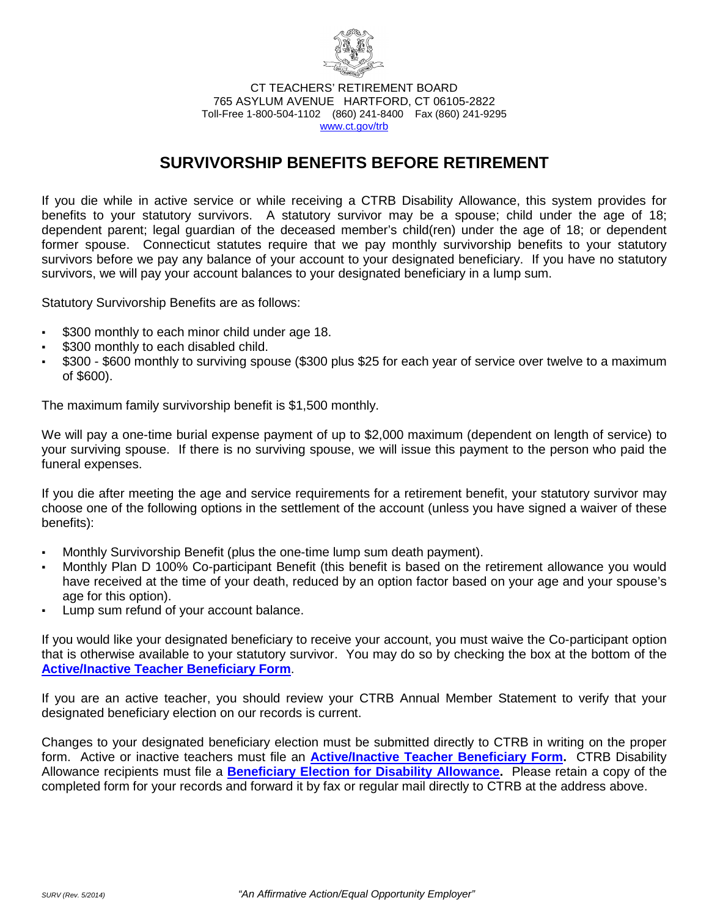CT TEACHERS' RETIREMENT BOARD
765 ASYLUM AVENUE HARTFORD, CT 06105-2822
Toll-Free 1-800-504-1102 (860) 241-8400 Fax (860) 241-9295
www.ct.gov/trb

# SURVIVORSHIP BENEFITS BEFORE RETIREMENT

If you die while in active service or while receiving a CTRB Disability Allowance, this system provides for benefits to your statutory survivors. A statutory survivor may be a spouse; child under the age of 18; dependent parent; legal guardian of the deceased member's child(ren) under the age of 18; or dependent former spouse. Connecticut statutes require that we pay monthly survivorship benefits to your statutory survivors before we pay any balance of your account to your designated beneficiary. If you have no statutory survivors, we will pay your account balances to your designated beneficiary in a lump sum.

Statutory Survivorship Benefits are as follows:

- $300 monthly to each minor child under age 18.
- $300 monthly to each disabled child.
- $300 - $600 monthly to surviving spouse ($300 plus $25 for each year of service over twelve to a maximum of $600).

The maximum family survivorship benefit is $1,500 monthly.

We will pay a one-time burial expense payment of up to $2,000 maximum (dependent on length of service) to your surviving spouse. If there is no surviving spouse, we will issue this payment to the person who paid the funeral expenses.

If you die after meeting the age and service requirements for a retirement benefit, your statutory survivor may choose one of the following options in the settlement of the account (unless you have signed a waiver of these benefits):

- Monthly Survivorship Benefit (plus the one-time lump sum death payment).
- Monthly Plan D 100% Co-participant Benefit (this benefit is based on the retirement allowance you would have received at the time of your death, reduced by an option factor based on your age and your spouse's age for this option).
- Lump sum refund of your account balance.

If you would like your designated beneficiary to receive your account, you must waive the Co-participant option that is otherwise available to your statutory survivor. You may do so by checking the box at the bottom of the **Active/Inactive Teacher Beneficiary Form**.

If you are an active teacher, you should review your CTRB Annual Member Statement to verify that your designated beneficiary election on our records is current.

Changes to your designated beneficiary election must be submitted directly to CTRB in writing on the proper form. Active or inactive teachers must file an **Active/Inactive Teacher Beneficiary Form.** CTRB Disability Allowance recipients must file a **Beneficiary Election for Disability Allowance.** Please retain a copy of the completed form for your records and forward it by fax or regular mail directly to CTRB at the address above.

*SURV (Rev. 5/2014)* *"An Affirmative Action/Equal Opportunity Employer"*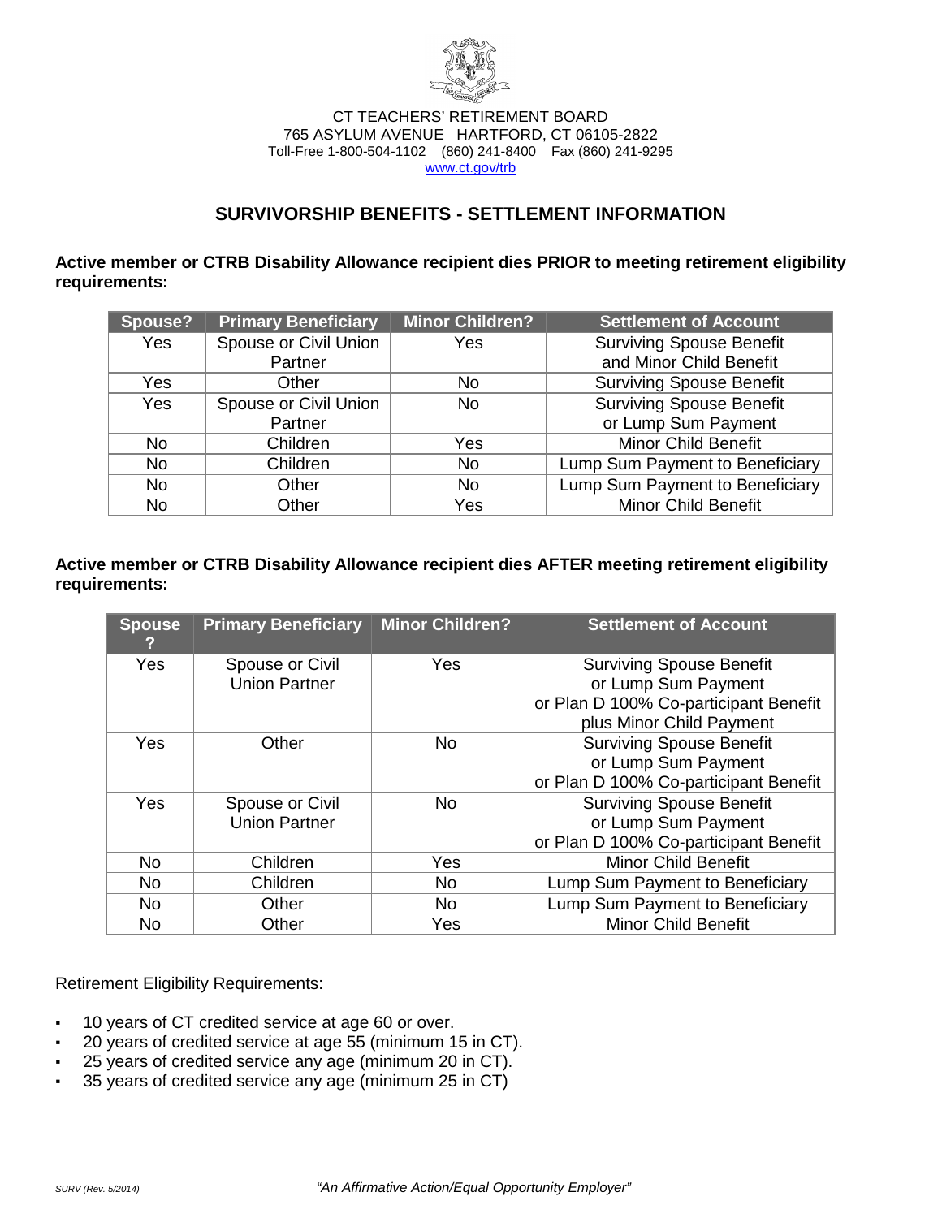CT TEACHERS' RETIREMENT BOARD
765 ASYLUM AVENUE HARTFORD, CT 06105-2822
Toll-Free 1-800-504-1102 (860) 241-8400 Fax (860) 241-9295
www.ct.gov/trb

## SURVIVORSHIP BENEFITS - SETTLEMENT INFORMATION

**Active member or CTRB Disability Allowance recipient dies PRIOR to meeting retirement eligibility requirements:**

| Spouse? | Primary Beneficiary | Minor Children? | Settlement of Account |
|---|---|---|---|
| Yes | Spouse or Civil Union Partner | Yes | Surviving Spouse Benefit and Minor Child Benefit |
| Yes | Other | No | Surviving Spouse Benefit |
| Yes | Spouse or Civil Union Partner | No | Surviving Spouse Benefit or Lump Sum Payment |
| No | Children | Yes | Minor Child Benefit |
| No | Children | No | Lump Sum Payment to Beneficiary |
| No | Other | No | Lump Sum Payment to Beneficiary |
| No | Other | Yes | Minor Child Benefit |

**Active member or CTRB Disability Allowance recipient dies AFTER meeting retirement eligibility requirements:**

| Spouse ? | Primary Beneficiary | Minor Children? | Settlement of Account |
|---|---|---|---|
| Yes | Spouse or Civil Union Partner | Yes | Surviving Spouse Benefit or Lump Sum Payment or Plan D 100% Co-participant Benefit plus Minor Child Payment |
| Yes | Other | No | Surviving Spouse Benefit or Lump Sum Payment or Plan D 100% Co-participant Benefit |
| Yes | Spouse or Civil Union Partner | No | Surviving Spouse Benefit or Lump Sum Payment or Plan D 100% Co-participant Benefit |
| No | Children | Yes | Minor Child Benefit |
| No | Children | No | Lump Sum Payment to Beneficiary |
| No | Other | No | Lump Sum Payment to Beneficiary |
| No | Other | Yes | Minor Child Benefit |

Retirement Eligibility Requirements:

- 10 years of CT credited service at age 60 or over.
- 20 years of credited service at age 55 (minimum 15 in CT).
- 25 years of credited service any age (minimum 20 in CT).
- 35 years of credited service any age (minimum 25 in CT)

*SURV (Rev. 5/2014)*

*"An Affirmative Action/Equal Opportunity Employer"*